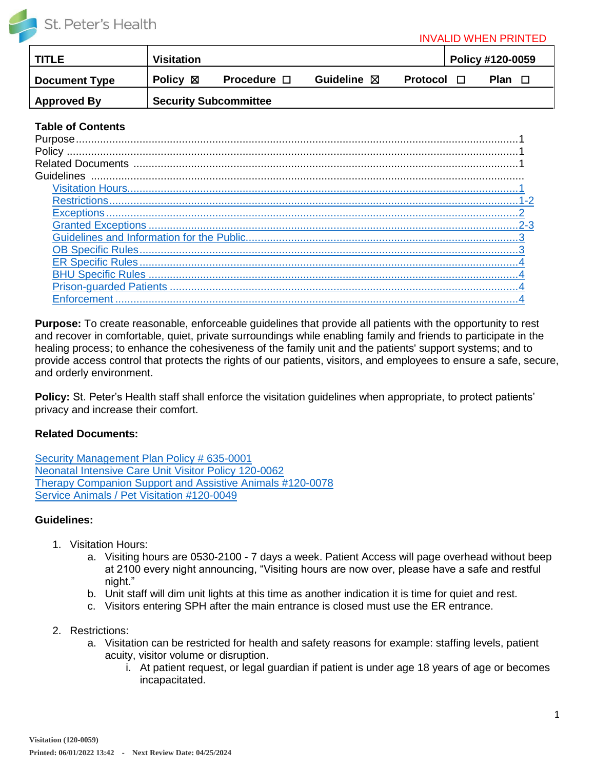St. Peter's Health

INVALID WHEN PRINTED

| TITLE | Visitation | | | | Policy #120-0059 |
|---|---|---|---|---|---|
| Document Type | Policy ☒ | Procedure ☐ | Guideline ☒ | Protocol ☐ | Plan ☐ |
| Approved By | Security Subcommittee | | | | |

**Table of Contents**

Purpose ........................................................................ 1
Policy .......................................................................... 1
Related Documents ........................................................ 1
Guidelines ......................................................................
- Visitation Hours................................................................. 1
- Restrictions........................................................................ 1-2
- Exceptions ........................................................................ 2
- Granted Exceptions ........................................................ 2-3
- Guidelines and Information for the Public........................ 3
- OB Specific Rules.............................................................. 3
- ER Specific Rules.............................................................. 4
- BHU Specific Rules .......................................................... 4
- Prison-guarded Patients ................................................... 4
- Enforcement ..................................................................... 4

**Purpose:** To create reasonable, enforceable guidelines that provide all patients with the opportunity to rest and recover in comfortable, quiet, private surroundings while enabling family and friends to participate in the healing process; to enhance the cohesiveness of the family unit and the patients' support systems; and to provide access control that protects the rights of our patients, visitors, and employees to ensure a safe, secure, and orderly environment.

**Policy:** St. Peter's Health staff shall enforce the visitation guidelines when appropriate, to protect patients' privacy and increase their comfort.

**Related Documents:**

Security Management Plan Policy # 635-0001
Neonatal Intensive Care Unit Visitor Policy 120-0062
Therapy Companion Support and Assistive Animals #120-0078
Service Animals / Pet Visitation #120-0049

**Guidelines:**

1. Visitation Hours:
   a. Visiting hours are 0530-2100 - 7 days a week. Patient Access will page overhead without beep at 2100 every night announcing, "Visiting hours are now over, please have a safe and restful night."
   b. Unit staff will dim unit lights at this time as another indication it is time for quiet and rest.
   c. Visitors entering SPH after the main entrance is closed must use the ER entrance.

2. Restrictions:
   a. Visitation can be restricted for health and safety reasons for example: staffing levels, patient acuity, visitor volume or disruption.
      i. At patient request, or legal guardian if patient is under age 18 years of age or becomes incapacitated.

Visitation (120-0059)
Printed: 06/01/2022 13:42 - Next Review Date: 04/25/2024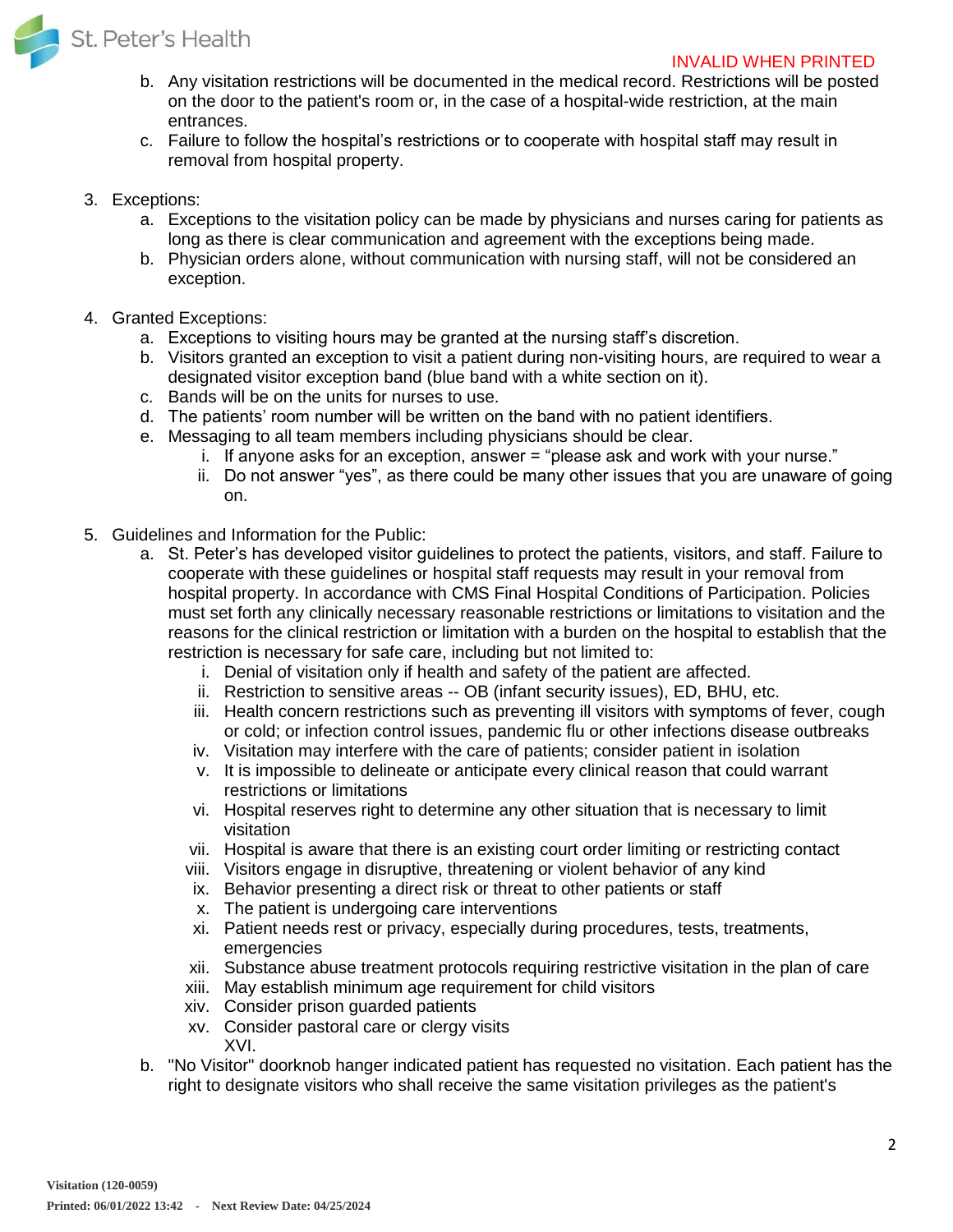b. Any visitation restrictions will be documented in the medical record. Restrictions will be posted on the door to the patient's room or, in the case of a hospital-wide restriction, at the main entrances.
c. Failure to follow the hospital's restrictions or to cooperate with hospital staff may result in removal from hospital property.

3. Exceptions:
   a. Exceptions to the visitation policy can be made by physicians and nurses caring for patients as long as there is clear communication and agreement with the exceptions being made.
   b. Physician orders alone, without communication with nursing staff, will not be considered an exception.

4. Granted Exceptions:
   a. Exceptions to visiting hours may be granted at the nursing staff's discretion.
   b. Visitors granted an exception to visit a patient during non-visiting hours, are required to wear a designated visitor exception band (blue band with a white section on it).
   c. Bands will be on the units for nurses to use.
   d. The patients' room number will be written on the band with no patient identifiers.
   e. Messaging to all team members including physicians should be clear.
      i. If anyone asks for an exception, answer = "please ask and work with your nurse."
      ii. Do not answer "yes", as there could be many other issues that you are unaware of going on.

5. Guidelines and Information for the Public:
   a. St. Peter's has developed visitor guidelines to protect the patients, visitors, and staff. Failure to cooperate with these guidelines or hospital staff requests may result in your removal from hospital property. In accordance with CMS Final Hospital Conditions of Participation. Policies must set forth any clinically necessary reasonable restrictions or limitations to visitation and the reasons for the clinical restriction or limitation with a burden on the hospital to establish that the restriction is necessary for safe care, including but not limited to:
      i. Denial of visitation only if health and safety of the patient are affected.
      ii. Restriction to sensitive areas -- OB (infant security issues), ED, BHU, etc.
      iii. Health concern restrictions such as preventing ill visitors with symptoms of fever, cough or cold; or infection control issues, pandemic flu or other infections disease outbreaks
      iv. Visitation may interfere with the care of patients; consider patient in isolation
      v. It is impossible to delineate or anticipate every clinical reason that could warrant restrictions or limitations
      vi. Hospital reserves right to determine any other situation that is necessary to limit visitation
      vii. Hospital is aware that there is an existing court order limiting or restricting contact
      viii. Visitors engage in disruptive, threatening or violent behavior of any kind
      ix. Behavior presenting a direct risk or threat to other patients or staff
      x. The patient is undergoing care interventions
      xi. Patient needs rest or privacy, especially during procedures, tests, treatments, emergencies
      xii. Substance abuse treatment protocols requiring restrictive visitation in the plan of care
      xiii. May establish minimum age requirement for child visitors
      xiv. Consider prison guarded patients
      xv. Consider pastoral care or clergy visits
      XVI.
   b. "No Visitor" doorknob hanger indicated patient has requested no visitation. Each patient has the right to designate visitors who shall receive the same visitation privileges as the patient's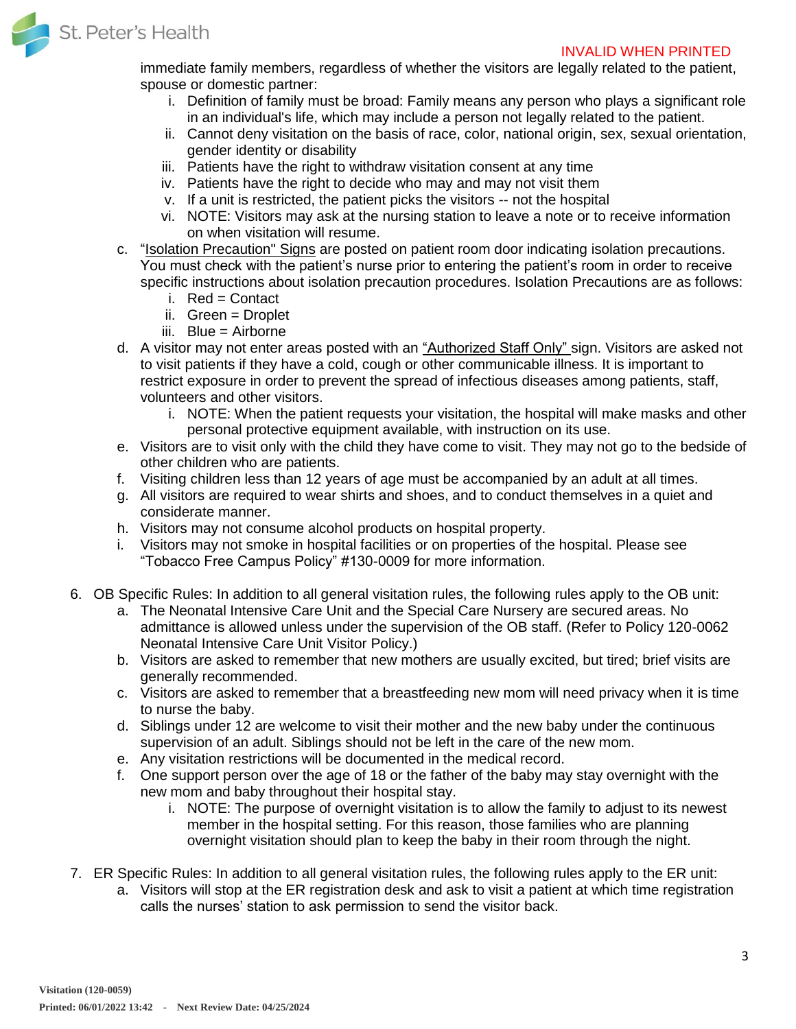immediate family members, regardless of whether the visitors are legally related to the patient, spouse or domestic partner:

  i. Definition of family must be broad: Family means any person who plays a significant role in an individual's life, which may include a person not legally related to the patient.
  ii. Cannot deny visitation on the basis of race, color, national origin, sex, sexual orientation, gender identity or disability
  iii. Patients have the right to withdraw visitation consent at any time
  iv. Patients have the right to decide who may and may not visit them
  v. If a unit is restricted, the patient picks the visitors -- not the hospital
  vi. NOTE: Visitors may ask at the nursing station to leave a note or to receive information on when visitation will resume.

c. "Isolation Precaution" Signs are posted on patient room door indicating isolation precautions. You must check with the patient's nurse prior to entering the patient's room in order to receive specific instructions about isolation precaution procedures. Isolation Precautions are as follows:
  i. Red = Contact
  ii. Green = Droplet
  iii. Blue = Airborne

d. A visitor may not enter areas posted with an "Authorized Staff Only" sign. Visitors are asked not to visit patients if they have a cold, cough or other communicable illness. It is important to restrict exposure in order to prevent the spread of infectious diseases among patients, staff, volunteers and other visitors.
  i. NOTE: When the patient requests your visitation, the hospital will make masks and other personal protective equipment available, with instruction on its use.

e. Visitors are to visit only with the child they have come to visit. They may not go to the bedside of other children who are patients.

f. Visiting children less than 12 years of age must be accompanied by an adult at all times.

g. All visitors are required to wear shirts and shoes, and to conduct themselves in a quiet and considerate manner.

h. Visitors may not consume alcohol products on hospital property.

i. Visitors may not smoke in hospital facilities or on properties of the hospital. Please see "Tobacco Free Campus Policy" #130-0009 for more information.

6. OB Specific Rules: In addition to all general visitation rules, the following rules apply to the OB unit:
   a. The Neonatal Intensive Care Unit and the Special Care Nursery are secured areas. No admittance is allowed unless under the supervision of the OB staff. (Refer to Policy 120-0062 Neonatal Intensive Care Unit Visitor Policy.)
   b. Visitors are asked to remember that new mothers are usually excited, but tired; brief visits are generally recommended.
   c. Visitors are asked to remember that a breastfeeding new mom will need privacy when it is time to nurse the baby.
   d. Siblings under 12 are welcome to visit their mother and the new baby under the continuous supervision of an adult. Siblings should not be left in the care of the new mom.
   e. Any visitation restrictions will be documented in the medical record.
   f. One support person over the age of 18 or the father of the baby may stay overnight with the new mom and baby throughout their hospital stay.
      i. NOTE: The purpose of overnight visitation is to allow the family to adjust to its newest member in the hospital setting. For this reason, those families who are planning overnight visitation should plan to keep the baby in their room through the night.

7. ER Specific Rules: In addition to all general visitation rules, the following rules apply to the ER unit:
   a. Visitors will stop at the ER registration desk and ask to visit a patient at which time registration calls the nurses' station to ask permission to send the visitor back.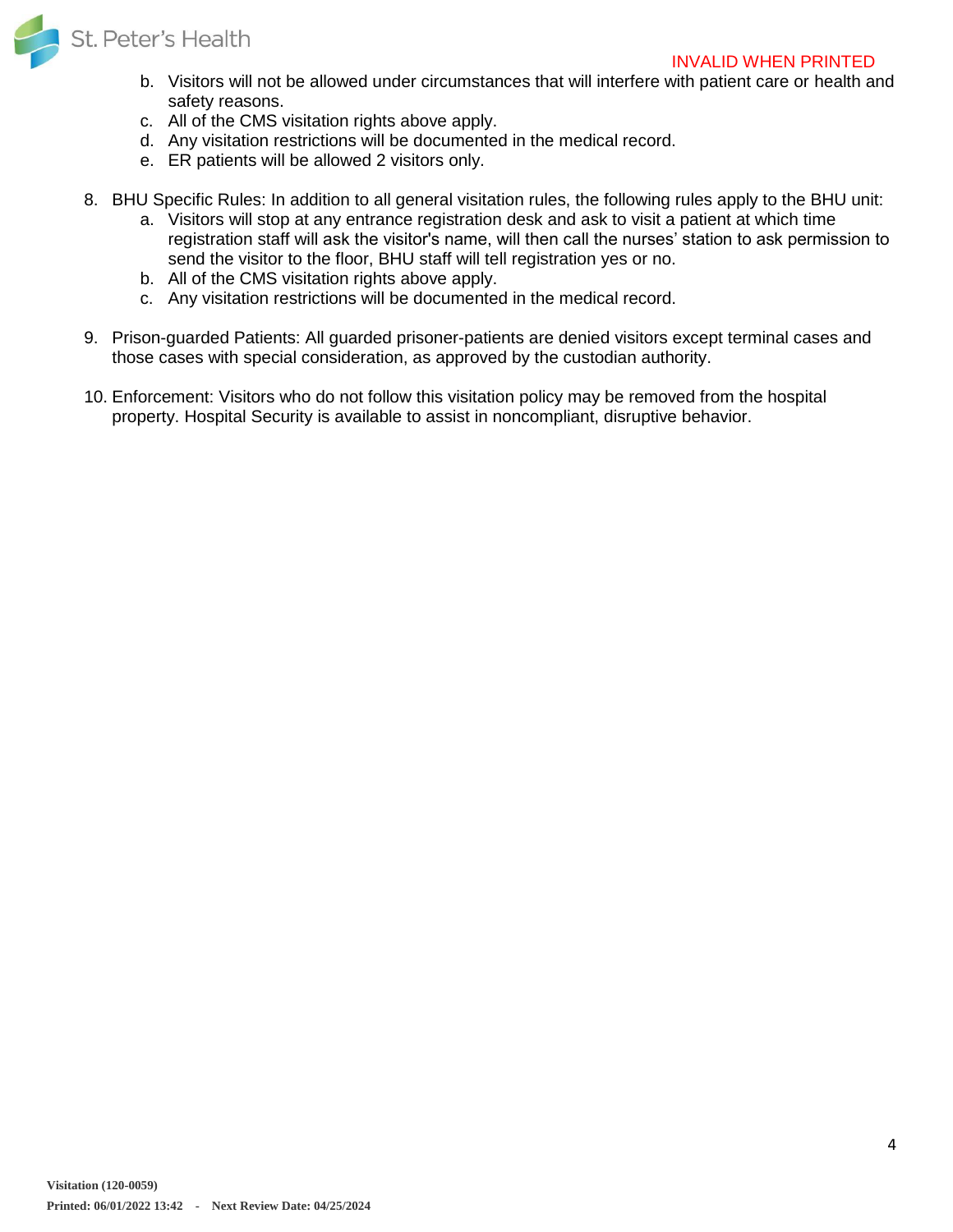b. Visitors will not be allowed under circumstances that will interfere with patient care or health and safety reasons.
   c. All of the CMS visitation rights above apply.
   d. Any visitation restrictions will be documented in the medical record.
   e. ER patients will be allowed 2 visitors only.

8. BHU Specific Rules: In addition to all general visitation rules, the following rules apply to the BHU unit:
   a. Visitors will stop at any entrance registration desk and ask to visit a patient at which time registration staff will ask the visitor's name, will then call the nurses' station to ask permission to send the visitor to the floor, BHU staff will tell registration yes or no.
   b. All of the CMS visitation rights above apply.
   c. Any visitation restrictions will be documented in the medical record.

9. Prison-guarded Patients: All guarded prisoner-patients are denied visitors except terminal cases and those cases with special consideration, as approved by the custodian authority.

10. Enforcement: Visitors who do not follow this visitation policy may be removed from the hospital property. Hospital Security is available to assist in noncompliant, disruptive behavior.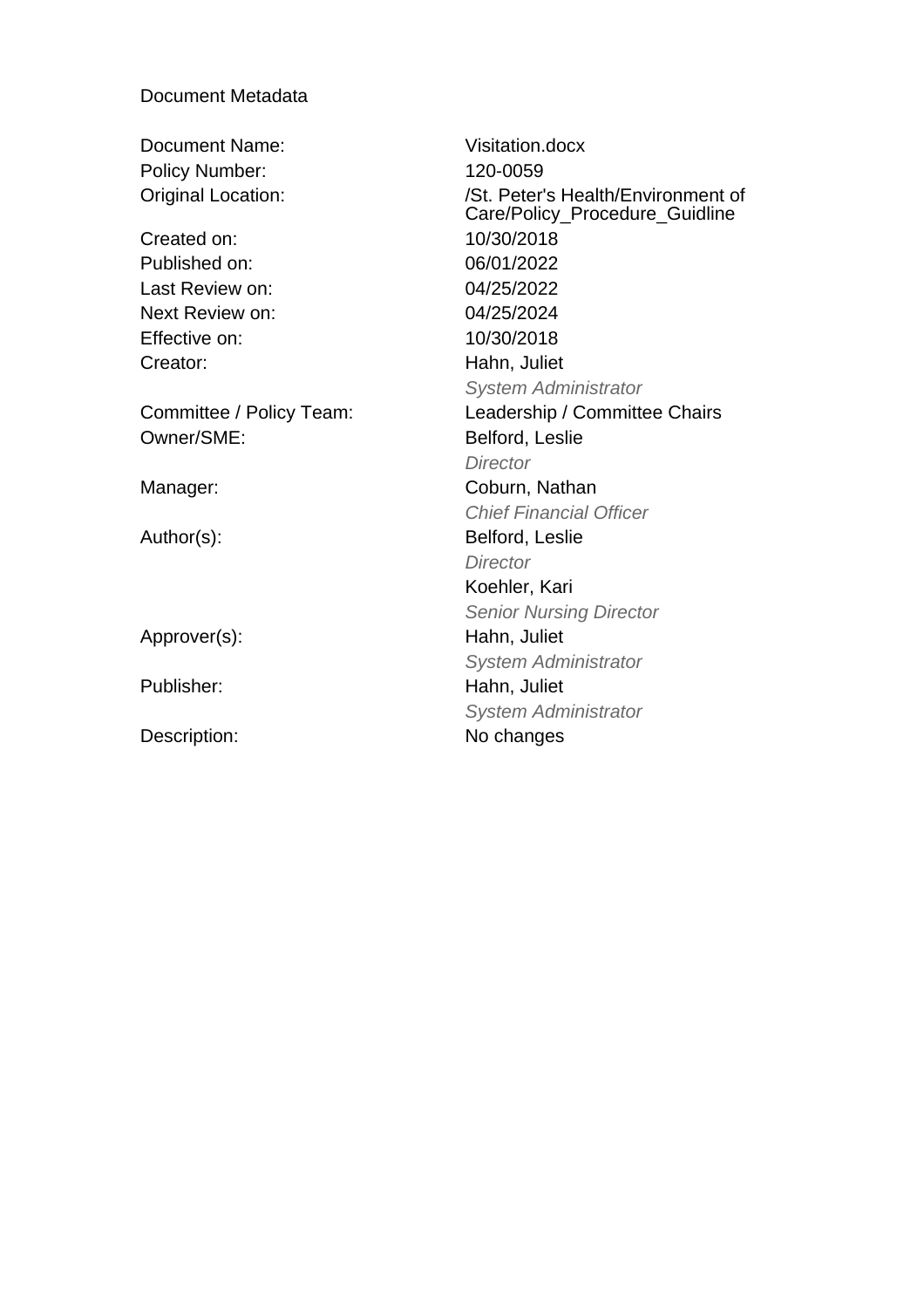Document Metadata

| | |
|---|---|
| Document Name: | Visitation.docx |
| Policy Number: | 120-0059 |
| Original Location: | /St. Peter's Health/Environment of Care/Policy_Procedure_Guidline |
| Created on: | 10/30/2018 |
| Published on: | 06/01/2022 |
| Last Review on: | 04/25/2022 |
| Next Review on: | 04/25/2024 |
| Effective on: | 10/30/2018 |
| Creator: | Hahn, Juliet<br>*System Administrator* |
| Committee / Policy Team: | Leadership / Committee Chairs |
| Owner/SME: | Belford, Leslie<br>*Director* |
| Manager: | Coburn, Nathan<br>*Chief Financial Officer* |
| Author(s): | Belford, Leslie<br>*Director*<br>Koehler, Kari<br>*Senior Nursing Director* |
| Approver(s): | Hahn, Juliet<br>*System Administrator* |
| Publisher: | Hahn, Juliet<br>*System Administrator* |
| Description: | No changes |